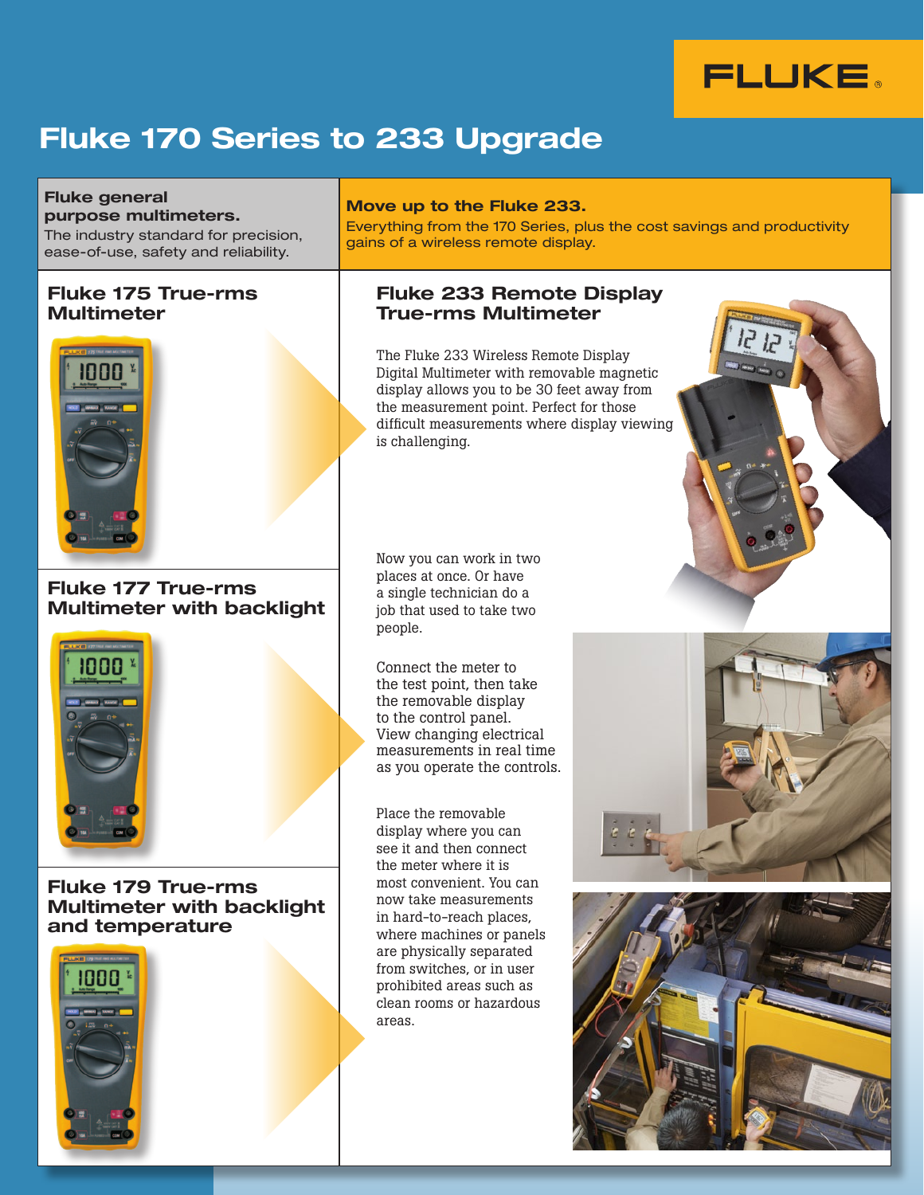# Fluke 170 Series to 233 Upgrade

**Fluke general purpose multimeters.**
The industry standard for precision, ease-of-use, safety and reliability.

## Fluke 175 True-rms Multimeter

## Fluke 177 True-rms Multimeter with backlight

## Fluke 179 True-rms Multimeter with backlight and temperature

**Move up to the Fluke 233.**
Everything from the 170 Series, plus the cost savings and productivity gains of a wireless remote display.

## Fluke 233 Remote Display True-rms Multimeter

The Fluke 233 Wireless Remote Display Digital Multimeter with removable magnetic display allows you to be 30 feet away from the measurement point. Perfect for those difficult measurements where display viewing is challenging.

Now you can work in two places at once. Or have a single technician do a job that used to take two people.

Connect the meter to the test point, then take the removable display to the control panel. View changing electrical measurements in real time as you operate the controls.

Place the removable display where you can see it and then connect the meter where it is most convenient. You can now take measurements in hard-to-reach places, where machines or panels are physically separated from switches, or in user prohibited areas such as clean rooms or hazardous areas.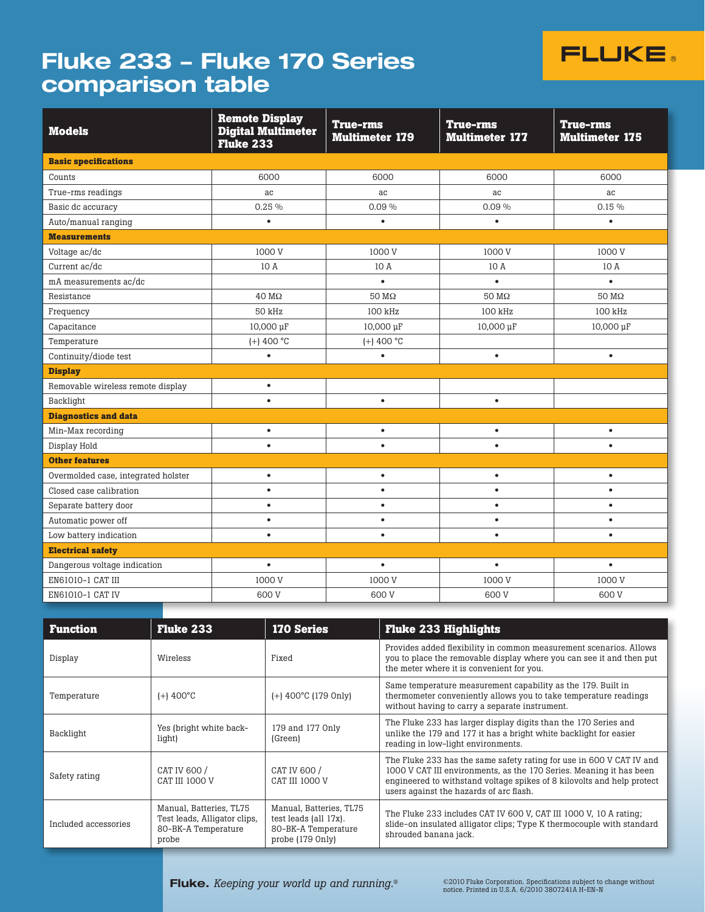# Fluke 233 – Fluke 170 Series comparison table

| Models | Remote Display Digital Multimeter Fluke 233 | True-rms Multimeter 179 | True-rms Multimeter 177 | True-rms Multimeter 175 |
|---|---|---|---|---|
| **Basic specifications** | | | | |
| Counts | 6000 | 6000 | 6000 | 6000 |
| True-rms readings | ac | ac | ac | ac |
| Basic dc accuracy | 0.25 % | 0.09 % | 0.09 % | 0.15 % |
| Auto/manual ranging | • | • | • | • |
| **Measurements** | | | | |
| Voltage ac/dc | 1000 V | 1000 V | 1000 V | 1000 V |
| Current ac/dc | 10 A | 10 A | 10 A | 10 A |
| mA measurements ac/dc | | • | • | • |
| Resistance | 40 MΩ | 50 MΩ | 50 MΩ | 50 MΩ |
| Frequency | 50 kHz | 100 kHz | 100 kHz | 100 kHz |
| Capacitance | 10,000 µF | 10,000 µF | 10,000 µF | 10,000 µF |
| Temperature | (+) 400 °C | (+) 400 °C | | |
| Continuity/diode test | • | • | • | • |
| **Display** | | | | |
| Removable wireless remote display | • | | | |
| Backlight | • | • | • | |
| **Diagnostics and data** | | | | |
| Min-Max recording | • | • | • | • |
| Display Hold | • | • | • | • |
| **Other features** | | | | |
| Overmolded case, integrated holster | • | • | • | • |
| Closed case calibration | • | • | • | • |
| Separate battery door | • | • | • | • |
| Automatic power off | • | • | • | • |
| Low battery indication | • | • | • | • |
| **Electrical safety** | | | | |
| Dangerous voltage indication | • | • | • | • |
| EN61010-1 CAT III | 1000 V | 1000 V | 1000 V | 1000 V |
| EN61010-1 CAT IV | 600 V | 600 V | 600 V | 600 V |

| Function | Fluke 233 | 170 Series | Fluke 233 Highlights |
|---|---|---|---|
| Display | Wireless | Fixed | Provides added flexibility in common measurement scenarios. Allows you to place the removable display where you can see it and then put the meter where it is convenient for you. |
| Temperature | (+) 400°C | (+) 400°C (179 Only) | Same temperature measurement capability as the 179. Built in thermometer conveniently allows you to take temperature readings without having to carry a separate instrument. |
| Backlight | Yes (bright white back-light) | 179 and 177 Only (Green) | The Fluke 233 has larger display digits than the 170 Series and unlike the 179 and 177 it has a bright white backlight for easier reading in low-light environments. |
| Safety rating | CAT IV 600 / CAT III 1000 V | CAT IV 600 / CAT III 1000 V | The Fluke 233 has the same safety rating for use in 600 V CAT IV and 1000 V CAT III environments, as the 170 Series. Meaning it has been engineered to withstand voltage spikes of 8 kilovolts and help protect users against the hazards of arc flash. |
| Included accessories | Manual, Batteries, TL75 Test leads, Alligator clips, 80-BK-A Temperature probe | Manual, Batteries, TL75 test leads (all 17x). 80-BK-A Temperature probe (179 Only) | The Fluke 233 includes CAT IV 600 V, CAT III 1000 V, 10 A rating; slide-on insulated alligator clips; Type K thermocouple with standard shrouded banana jack. |

**Fluke.** *Keeping your world up and running.®*

©2010 Fluke Corporation. Specifications subject to change without notice. Printed in U.S.A. 6/2010 3807241A H-EN-N